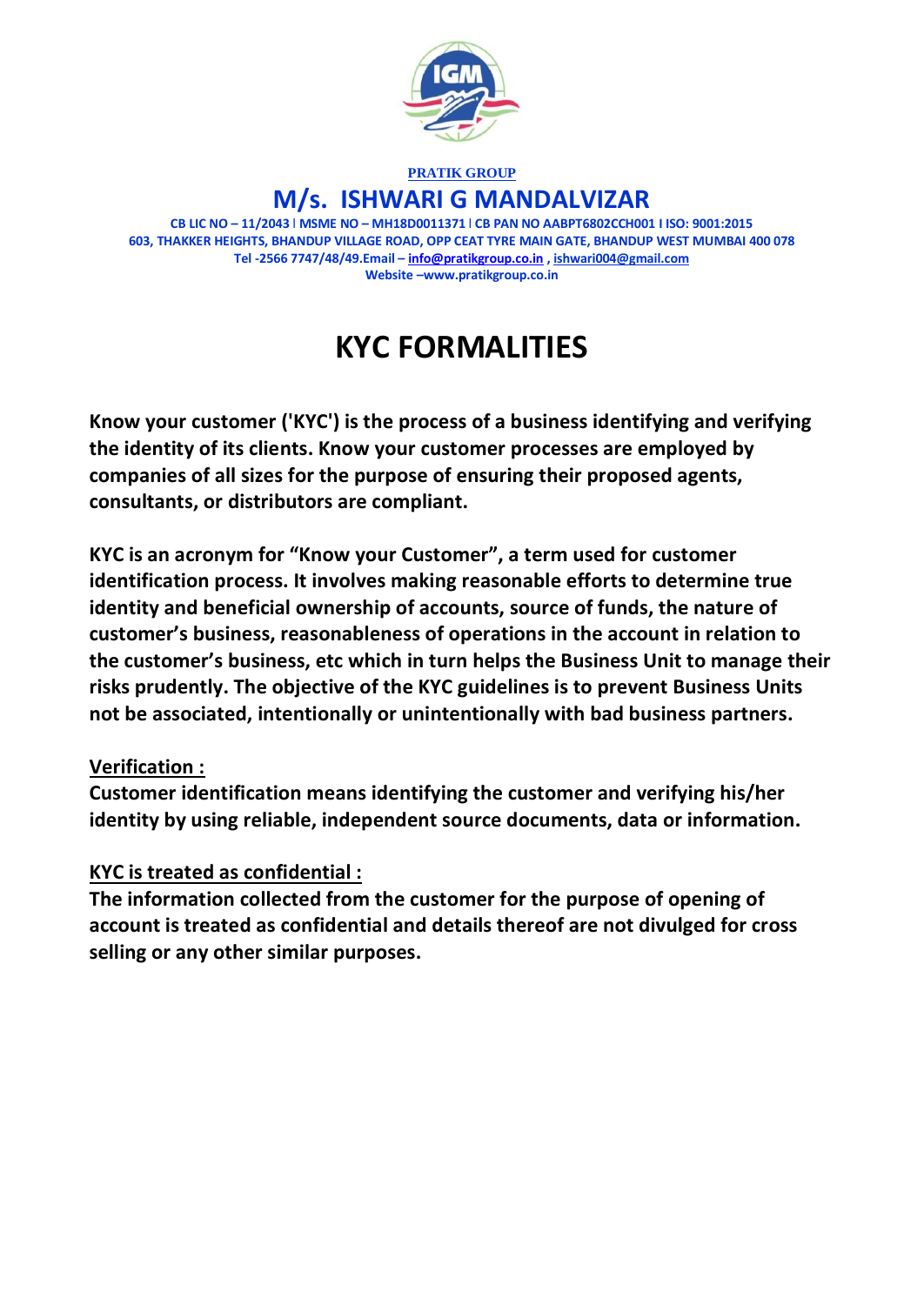**PRATIK GROUP**

## M/s. ISHWARI G MANDALVIZAR

**CB LIC NO – 11/2043 I MSME NO – MH18D0011371 I CB PAN NO AABPT6802CCH001 I ISO: 9001:2015**
**603, THAKKER HEIGHTS, BHANDUP VILLAGE ROAD, OPP CEAT TYRE MAIN GATE, BHANDUP WEST MUMBAI 400 078**
**Tel -2566 7747/48/49.Email – info@pratikgroup.co.in , ishwari004@gmail.com**
**Website –www.pratikgroup.co.in**

# KYC FORMALITIES

**Know your customer ('KYC') is the process of a business identifying and verifying the identity of its clients. Know your customer processes are employed by companies of all sizes for the purpose of ensuring their proposed agents, consultants, or distributors are compliant.**

**KYC is an acronym for "Know your Customer", a term used for customer identification process. It involves making reasonable efforts to determine true identity and beneficial ownership of accounts, source of funds, the nature of customer's business, reasonableness of operations in the account in relation to the customer's business, etc which in turn helps the Business Unit to manage their risks prudently. The objective of the KYC guidelines is to prevent Business Units not be associated, intentionally or unintentionally with bad business partners.**

**Verification :**
**Customer identification means identifying the customer and verifying his/her identity by using reliable, independent source documents, data or information.**

**KYC is treated as confidential :**
**The information collected from the customer for the purpose of opening of account is treated as confidential and details thereof are not divulged for cross selling or any other similar purposes.**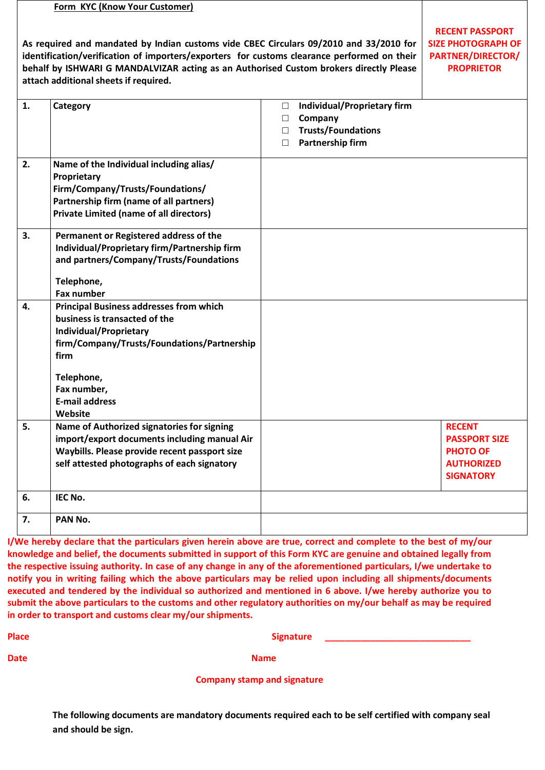**Form KYC (Know Your Customer)**

As required and mandated by Indian customs vide CBEC Circulars 09/2010 and 33/2010 for identification/verification of importers/exporters for customs clearance performed on their behalf by ISHWARI G MANDALVIZAR acting as an Authorised Custom brokers directly Please attach additional sheets if required.

**RECENT PASSPORT SIZE PHOTOGRAPH OF PARTNER/DIRECTOR/ PROPRIETOR**

| | | | |
|---|---|---|---|
| 1. | Category | ☐ Individual/Proprietary firm<br>☐ Company<br>☐ Trusts/Foundations<br>☐ Partnership firm | |
| 2. | Name of the Individual including alias/ Proprietary Firm/Company/Trusts/Foundations/ Partnership firm (name of all partners) Private Limited (name of all directors) | | |
| 3. | Permanent or Registered address of the Individual/Proprietary firm/Partnership firm and partners/Company/Trusts/Foundations<br><br>Telephone,<br>Fax number | | |
| 4. | Principal Business addresses from which business is transacted of the Individual/Proprietary firm/Company/Trusts/Foundations/Partnership firm<br><br>Telephone,<br>Fax number,<br>E-mail address<br>Website | | |
| 5. | Name of Authorized signatories for signing import/export documents including manual Air Waybills. Please provide recent passport size self attested photographs of each signatory | | RECENT PASSPORT SIZE PHOTO OF AUTHORIZED SIGNATORY |
| 6. | IEC No. | | |
| 7. | PAN No. | | |

I/We hereby declare that the particulars given herein above are true, correct and complete to the best of my/our knowledge and belief, the documents submitted in support of this Form KYC are genuine and obtained legally from the respective issuing authority. In case of any change in any of the aforementioned particulars, I/we undertake to notify you in writing failing which the above particulars may be relied upon including all shipments/documents executed and tendered by the individual so authorized and mentioned in 6 above. I/we hereby authorize you to submit the above particulars to the customs and other regulatory authorities on my/our behalf as may be required in order to transport and customs clear my/our shipments.

Place　　　　　　　　　　Signature ______________________________

Date　　　　　　　　　　Name

Company stamp and signature

**The following documents are mandatory documents required each to be self certified with company seal and should be sign.**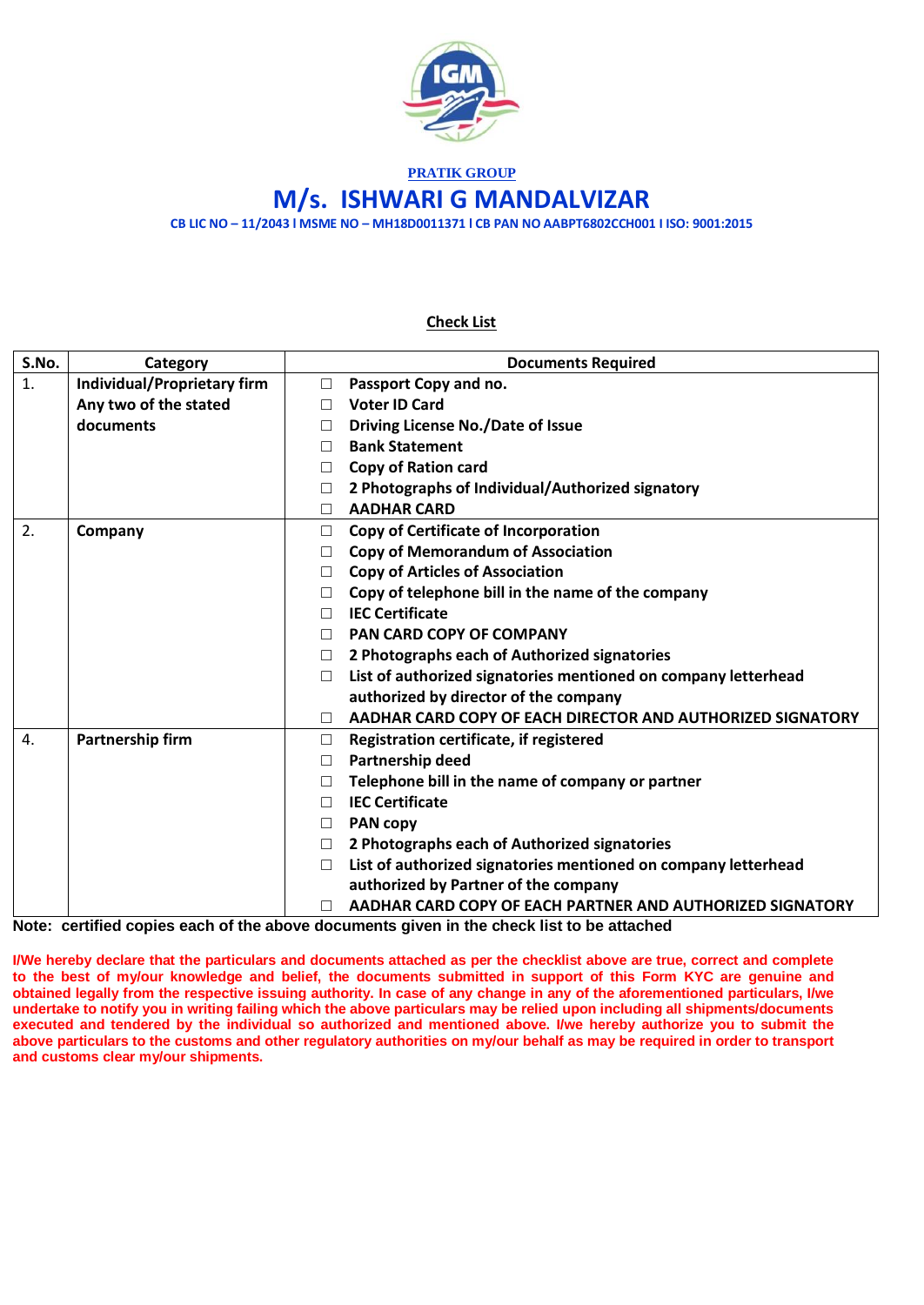PRATIK GROUP

# M/s. ISHWARI G MANDALVIZAR

CB LIC NO – 11/2043 I MSME NO – MH18D0011371 I CB PAN NO AABPT6802CCH001 I ISO: 9001:2015

## Check List

| S.No. | Category | Documents Required |
|---|---|---|
| 1. | Individual/Proprietary firm Any two of the stated documents | ☐ Passport Copy and no.<br>☐ Voter ID Card<br>☐ Driving License No./Date of Issue<br>☐ Bank Statement<br>☐ Copy of Ration card<br>☐ 2 Photographs of Individual/Authorized signatory<br>☐ AADHAR CARD |
| 2. | Company | ☐ Copy of Certificate of Incorporation<br>☐ Copy of Memorandum of Association<br>☐ Copy of Articles of Association<br>☐ Copy of telephone bill in the name of the company<br>☐ IEC Certificate<br>☐ PAN CARD COPY OF COMPANY<br>☐ 2 Photographs each of Authorized signatories<br>☐ List of authorized signatories mentioned on company letterhead authorized by director of the company<br>☐ AADHAR CARD COPY OF EACH DIRECTOR AND AUTHORIZED SIGNATORY |
| 4. | Partnership firm | ☐ Registration certificate, if registered<br>☐ Partnership deed<br>☐ Telephone bill in the name of company or partner<br>☐ IEC Certificate<br>☐ PAN copy<br>☐ 2 Photographs each of Authorized signatories<br>☐ List of authorized signatories mentioned on company letterhead authorized by Partner of the company<br>☐ AADHAR CARD COPY OF EACH PARTNER AND AUTHORIZED SIGNATORY |

**Note: certified copies each of the above documents given in the check list to be attached**

**I/We hereby declare that the particulars and documents attached as per the checklist above are true, correct and complete to the best of my/our knowledge and belief, the documents submitted in support of this Form KYC are genuine and obtained legally from the respective issuing authority. In case of any change in any of the aforementioned particulars, I/we undertake to notify you in writing failing which the above particulars may be relied upon including all shipments/documents executed and tendered by the individual so authorized and mentioned above. I/we hereby authorize you to submit the above particulars to the customs and other regulatory authorities on my/our behalf as may be required in order to transport and customs clear my/our shipments.**